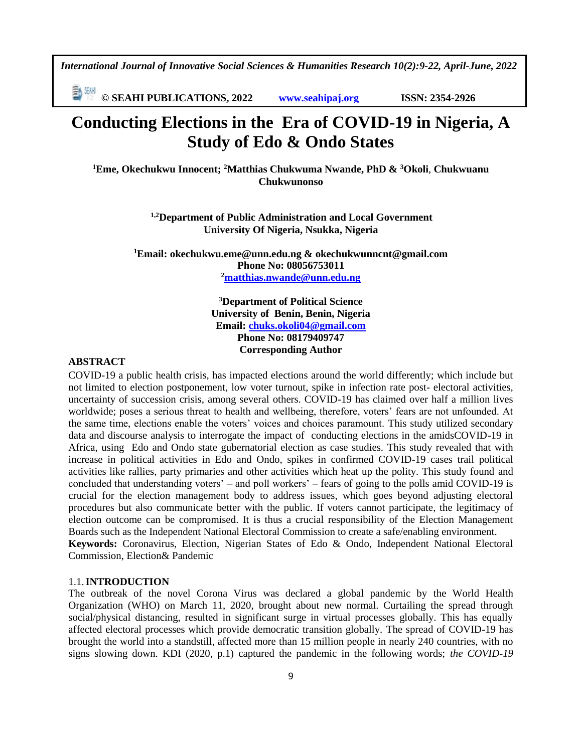# Conducting Elections in the Era of COVID-19 in Nigeria, A Study of Edo & Ondo States

**[1]Eme, Okechukwu Innocent; [2]Matthias Chukwuma Nwande, PhD & [3]Okoli, Chukwuanu Chukwunonso**

**[1,2]Department of Public Administration and Local Government**
**University Of Nigeria, Nsukka, Nigeria**

**[1]Email: okechukwu.eme@unn.edu.ng & okechukwunncnt@gmail.com**
**Phone No: 08056753011**
**[2]matthias.nwande@unn.edu.ng**

**[3]Department of Political Science**
**University of Benin, Benin, Nigeria**
**Email: chuks.okoli04@gmail.com**
**Phone No: 08179409747**
**Corresponding Author**

## ABSTRACT

COVID-19 a public health crisis, has impacted elections around the world differently; which include but not limited to election postponement, low voter turnout, spike in infection rate post- electoral activities, uncertainty of succession crisis, among several others. COVID-19 has claimed over half a million lives worldwide; poses a serious threat to health and wellbeing, therefore, voters' fears are not unfounded. At the same time, elections enable the voters' voices and choices paramount. This study utilized secondary data and discourse analysis to interrogate the impact of conducting elections in the amidsCOVID-19 in Africa, using Edo and Ondo state gubernatorial election as case studies. This study revealed that with increase in political activities in Edo and Ondo, spikes in confirmed COVID-19 cases trail political activities like rallies, party primaries and other activities which heat up the polity. This study found and concluded that understanding voters' – and poll workers' – fears of going to the polls amid COVID-19 is crucial for the election management body to address issues, which goes beyond adjusting electoral procedures but also communicate better with the public. If voters cannot participate, the legitimacy of election outcome can be compromised. It is thus a crucial responsibility of the Election Management Boards such as the Independent National Electoral Commission to create a safe/enabling environment.

**Keywords:** Coronavirus, Election, Nigerian States of Edo & Ondo, Independent National Electoral Commission, Election& Pandemic

## 1.1. INTRODUCTION

The outbreak of the novel Corona Virus was declared a global pandemic by the World Health Organization (WHO) on March 11, 2020, brought about new normal. Curtailing the spread through social/physical distancing, resulted in significant surge in virtual processes globally. This has equally affected electoral processes which provide democratic transition globally. The spread of COVID-19 has brought the world into a standstill, affected more than 15 million people in nearly 240 countries, with no signs slowing down. KDI (2020, p.1) captured the pandemic in the following words; *the COVID-19*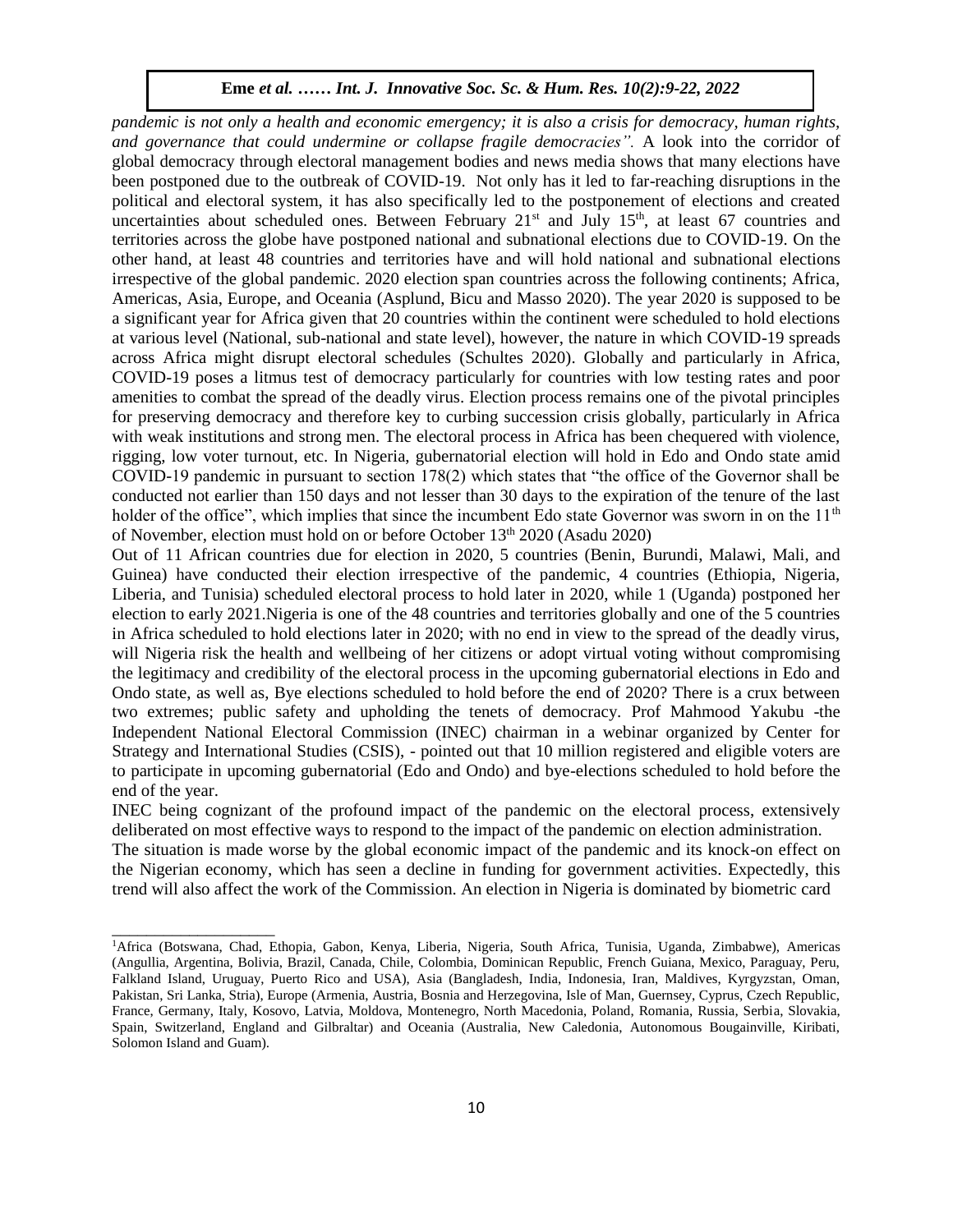*pandemic is not only a health and economic emergency; it is also a crisis for democracy, human rights, and governance that could undermine or collapse fragile democracies".* A look into the corridor of global democracy through electoral management bodies and news media shows that many elections have been postponed due to the outbreak of COVID-19. Not only has it led to far-reaching disruptions in the political and electoral system, it has also specifically led to the postponement of elections and created uncertainties about scheduled ones. Between February 21st and July 15th, at least 67 countries and territories across the globe have postponed national and subnational elections due to COVID-19. On the other hand, at least 48 countries and territories have and will hold national and subnational elections irrespective of the global pandemic. 2020 election span countries across the following continents; Africa, Americas, Asia, Europe, and Oceania (Asplund, Bicu and Masso 2020). The year 2020 is supposed to be a significant year for Africa given that 20 countries within the continent were scheduled to hold elections at various level (National, sub-national and state level), however, the nature in which COVID-19 spreads across Africa might disrupt electoral schedules (Schultes 2020). Globally and particularly in Africa, COVID-19 poses a litmus test of democracy particularly for countries with low testing rates and poor amenities to combat the spread of the deadly virus. Election process remains one of the pivotal principles for preserving democracy and therefore key to curbing succession crisis globally, particularly in Africa with weak institutions and strong men. The electoral process in Africa has been chequered with violence, rigging, low voter turnout, etc. In Nigeria, gubernatorial election will hold in Edo and Ondo state amid COVID-19 pandemic in pursuant to section 178(2) which states that "the office of the Governor shall be conducted not earlier than 150 days and not lesser than 30 days to the expiration of the tenure of the last holder of the office", which implies that since the incumbent Edo state Governor was sworn in on the 11th of November, election must hold on or before October 13th 2020 (Asadu 2020)

Out of 11 African countries due for election in 2020, 5 countries (Benin, Burundi, Malawi, Mali, and Guinea) have conducted their election irrespective of the pandemic, 4 countries (Ethiopia, Nigeria, Liberia, and Tunisia) scheduled electoral process to hold later in 2020, while 1 (Uganda) postponed her election to early 2021.Nigeria is one of the 48 countries and territories globally and one of the 5 countries in Africa scheduled to hold elections later in 2020; with no end in view to the spread of the deadly virus, will Nigeria risk the health and wellbeing of her citizens or adopt virtual voting without compromising the legitimacy and credibility of the electoral process in the upcoming gubernatorial elections in Edo and Ondo state, as well as, Bye elections scheduled to hold before the end of 2020? There is a crux between two extremes; public safety and upholding the tenets of democracy. Prof Mahmood Yakubu -the Independent National Electoral Commission (INEC) chairman in a webinar organized by Center for Strategy and International Studies (CSIS), - pointed out that 10 million registered and eligible voters are to participate in upcoming gubernatorial (Edo and Ondo) and bye-elections scheduled to hold before the end of the year.

INEC being cognizant of the profound impact of the pandemic on the electoral process, extensively deliberated on most effective ways to respond to the impact of the pandemic on election administration.

The situation is made worse by the global economic impact of the pandemic and its knock-on effect on the Nigerian economy, which has seen a decline in funding for government activities. Expectedly, this trend will also affect the work of the Commission. An election in Nigeria is dominated by biometric card

---

[1]Africa (Botswana, Chad, Ethopia, Gabon, Kenya, Liberia, Nigeria, South Africa, Tunisia, Uganda, Zimbabwe), Americas (Angullia, Argentina, Bolivia, Brazil, Canada, Chile, Colombia, Dominican Republic, French Guiana, Mexico, Paraguay, Peru, Falkland Island, Uruguay, Puerto Rico and USA), Asia (Bangladesh, India, Indonesia, Iran, Maldives, Kyrgyzstan, Oman, Pakistan, Sri Lanka, Stria), Europe (Armenia, Austria, Bosnia and Herzegovina, Isle of Man, Guernsey, Cyprus, Czech Republic, France, Germany, Italy, Kosovo, Latvia, Moldova, Montenegro, North Macedonia, Poland, Romania, Russia, Serbia, Slovakia, Spain, Switzerland, England and Gilbraltar) and Oceania (Australia, New Caledonia, Autonomous Bougainville, Kiribati, Solomon Island and Guam).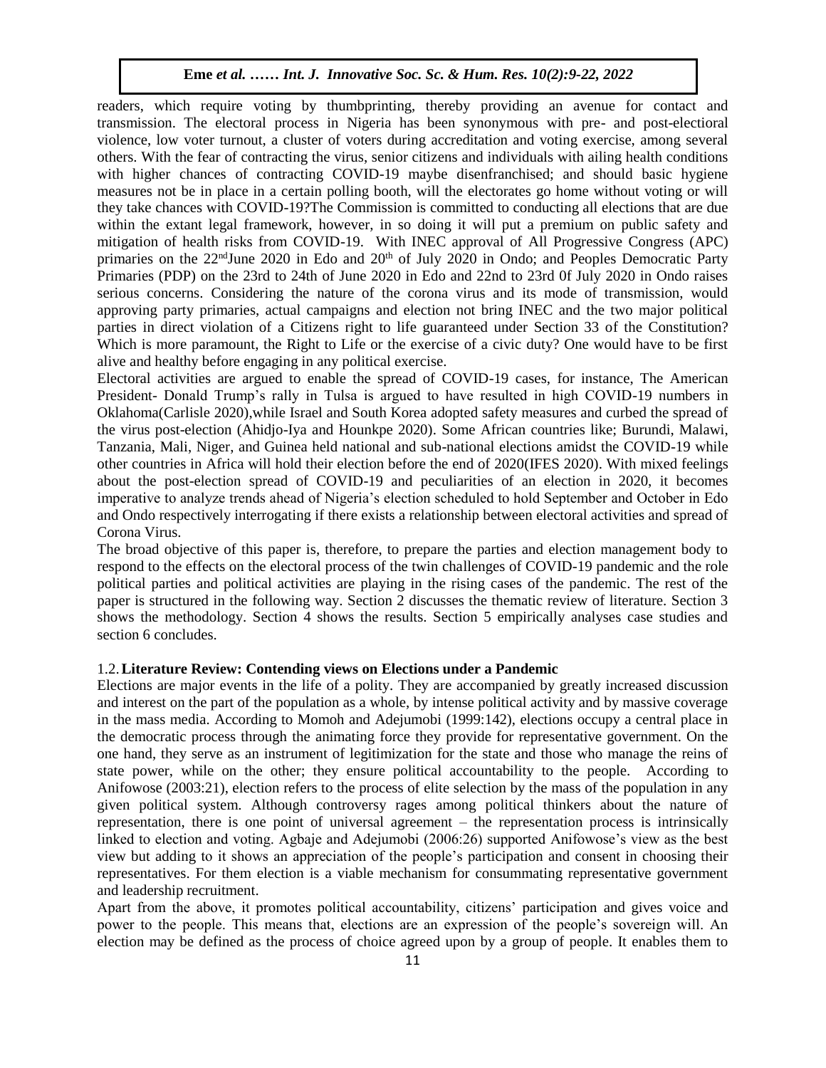readers, which require voting by thumbprinting, thereby providing an avenue for contact and transmission. The electoral process in Nigeria has been synonymous with pre- and post-electioral violence, low voter turnout, a cluster of voters during accreditation and voting exercise, among several others. With the fear of contracting the virus, senior citizens and individuals with ailing health conditions with higher chances of contracting COVID-19 maybe disenfranchised; and should basic hygiene measures not be in place in a certain polling booth, will the electorates go home without voting or will they take chances with COVID-19?The Commission is committed to conducting all elections that are due within the extant legal framework, however, in so doing it will put a premium on public safety and mitigation of health risks from COVID-19. With INEC approval of All Progressive Congress (APC) primaries on the 22ndJune 2020 in Edo and 20th of July 2020 in Ondo; and Peoples Democratic Party Primaries (PDP) on the 23rd to 24th of June 2020 in Edo and 22nd to 23rd 0f July 2020 in Ondo raises serious concerns. Considering the nature of the corona virus and its mode of transmission, would approving party primaries, actual campaigns and election not bring INEC and the two major political parties in direct violation of a Citizens right to life guaranteed under Section 33 of the Constitution? Which is more paramount, the Right to Life or the exercise of a civic duty? One would have to be first alive and healthy before engaging in any political exercise.

Electoral activities are argued to enable the spread of COVID-19 cases, for instance, The American President- Donald Trump's rally in Tulsa is argued to have resulted in high COVID-19 numbers in Oklahoma(Carlisle 2020),while Israel and South Korea adopted safety measures and curbed the spread of the virus post-election (Ahidjo-Iya and Hounkpe 2020). Some African countries like; Burundi, Malawi, Tanzania, Mali, Niger, and Guinea held national and sub-national elections amidst the COVID-19 while other countries in Africa will hold their election before the end of 2020(IFES 2020). With mixed feelings about the post-election spread of COVID-19 and peculiarities of an election in 2020, it becomes imperative to analyze trends ahead of Nigeria's election scheduled to hold September and October in Edo and Ondo respectively interrogating if there exists a relationship between electoral activities and spread of Corona Virus.

The broad objective of this paper is, therefore, to prepare the parties and election management body to respond to the effects on the electoral process of the twin challenges of COVID-19 pandemic and the role political parties and political activities are playing in the rising cases of the pandemic. The rest of the paper is structured in the following way. Section 2 discusses the thematic review of literature. Section 3 shows the methodology. Section 4 shows the results. Section 5 empirically analyses case studies and section 6 concludes.

## 1.2. Literature Review: Contending views on Elections under a Pandemic

Elections are major events in the life of a polity. They are accompanied by greatly increased discussion and interest on the part of the population as a whole, by intense political activity and by massive coverage in the mass media. According to Momoh and Adejumobi (1999:142), elections occupy a central place in the democratic process through the animating force they provide for representative government. On the one hand, they serve as an instrument of legitimization for the state and those who manage the reins of state power, while on the other; they ensure political accountability to the people. According to Anifowose (2003:21), election refers to the process of elite selection by the mass of the population in any given political system. Although controversy rages among political thinkers about the nature of representation, there is one point of universal agreement – the representation process is intrinsically linked to election and voting. Agbaje and Adejumobi (2006:26) supported Anifowose's view as the best view but adding to it shows an appreciation of the people's participation and consent in choosing their representatives. For them election is a viable mechanism for consummating representative government and leadership recruitment.

Apart from the above, it promotes political accountability, citizens' participation and gives voice and power to the people. This means that, elections are an expression of the people's sovereign will. An election may be defined as the process of choice agreed upon by a group of people. It enables them to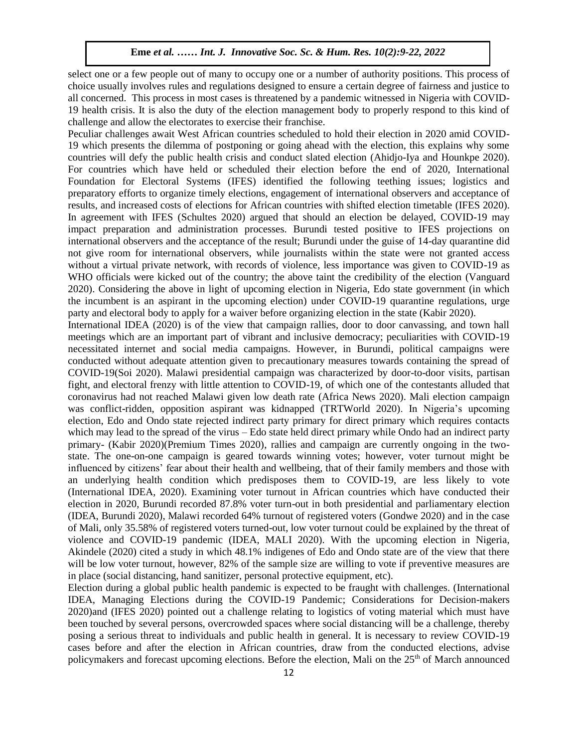select one or a few people out of many to occupy one or a number of authority positions. This process of choice usually involves rules and regulations designed to ensure a certain degree of fairness and justice to all concerned. This process in most cases is threatened by a pandemic witnessed in Nigeria with COVID-19 health crisis. It is also the duty of the election management body to properly respond to this kind of challenge and allow the electorates to exercise their franchise.

Peculiar challenges await West African countries scheduled to hold their election in 2020 amid COVID-19 which presents the dilemma of postponing or going ahead with the election, this explains why some countries will defy the public health crisis and conduct slated election (Ahidjo-Iya and Hounkpe 2020). For countries which have held or scheduled their election before the end of 2020, International Foundation for Electoral Systems (IFES) identified the following teething issues; logistics and preparatory efforts to organize timely elections, engagement of international observers and acceptance of results, and increased costs of elections for African countries with shifted election timetable (IFES 2020). In agreement with IFES (Schultes 2020) argued that should an election be delayed, COVID-19 may impact preparation and administration processes. Burundi tested positive to IFES projections on international observers and the acceptance of the result; Burundi under the guise of 14-day quarantine did not give room for international observers, while journalists within the state were not granted access without a virtual private network, with records of violence, less importance was given to COVID-19 as WHO officials were kicked out of the country; the above taint the credibility of the election (Vanguard 2020). Considering the above in light of upcoming election in Nigeria, Edo state government (in which the incumbent is an aspirant in the upcoming election) under COVID-19 quarantine regulations, urge party and electoral body to apply for a waiver before organizing election in the state (Kabir 2020).

International IDEA (2020) is of the view that campaign rallies, door to door canvassing, and town hall meetings which are an important part of vibrant and inclusive democracy; peculiarities with COVID-19 necessitated internet and social media campaigns. However, in Burundi, political campaigns were conducted without adequate attention given to precautionary measures towards containing the spread of COVID-19(Soi 2020). Malawi presidential campaign was characterized by door-to-door visits, partisan fight, and electoral frenzy with little attention to COVID-19, of which one of the contestants alluded that coronavirus had not reached Malawi given low death rate (Africa News 2020). Mali election campaign was conflict-ridden, opposition aspirant was kidnapped (TRTWorld 2020). In Nigeria's upcoming election, Edo and Ondo state rejected indirect party primary for direct primary which requires contacts which may lead to the spread of the virus – Edo state held direct primary while Ondo had an indirect party primary- (Kabir 2020)(Premium Times 2020), rallies and campaign are currently ongoing in the two-state. The one-on-one campaign is geared towards winning votes; however, voter turnout might be influenced by citizens' fear about their health and wellbeing, that of their family members and those with an underlying health condition which predisposes them to COVID-19, are less likely to vote (International IDEA, 2020). Examining voter turnout in African countries which have conducted their election in 2020, Burundi recorded 87.8% voter turn-out in both presidential and parliamentary election (IDEA, Burundi 2020), Malawi recorded 64% turnout of registered voters (Gondwe 2020) and in the case of Mali, only 35.58% of registered voters turned-out, low voter turnout could be explained by the threat of violence and COVID-19 pandemic (IDEA, MALI 2020). With the upcoming election in Nigeria, Akindele (2020) cited a study in which 48.1% indigenes of Edo and Ondo state are of the view that there will be low voter turnout, however, 82% of the sample size are willing to vote if preventive measures are in place (social distancing, hand sanitizer, personal protective equipment, etc).

Election during a global public health pandemic is expected to be fraught with challenges. (International IDEA, Managing Elections during the COVID-19 Pandemic; Considerations for Decision-makers 2020)and (IFES 2020) pointed out a challenge relating to logistics of voting material which must have been touched by several persons, overcrowded spaces where social distancing will be a challenge, thereby posing a serious threat to individuals and public health in general. It is necessary to review COVID-19 cases before and after the election in African countries, draw from the conducted elections, advise policymakers and forecast upcoming elections. Before the election, Mali on the 25th of March announced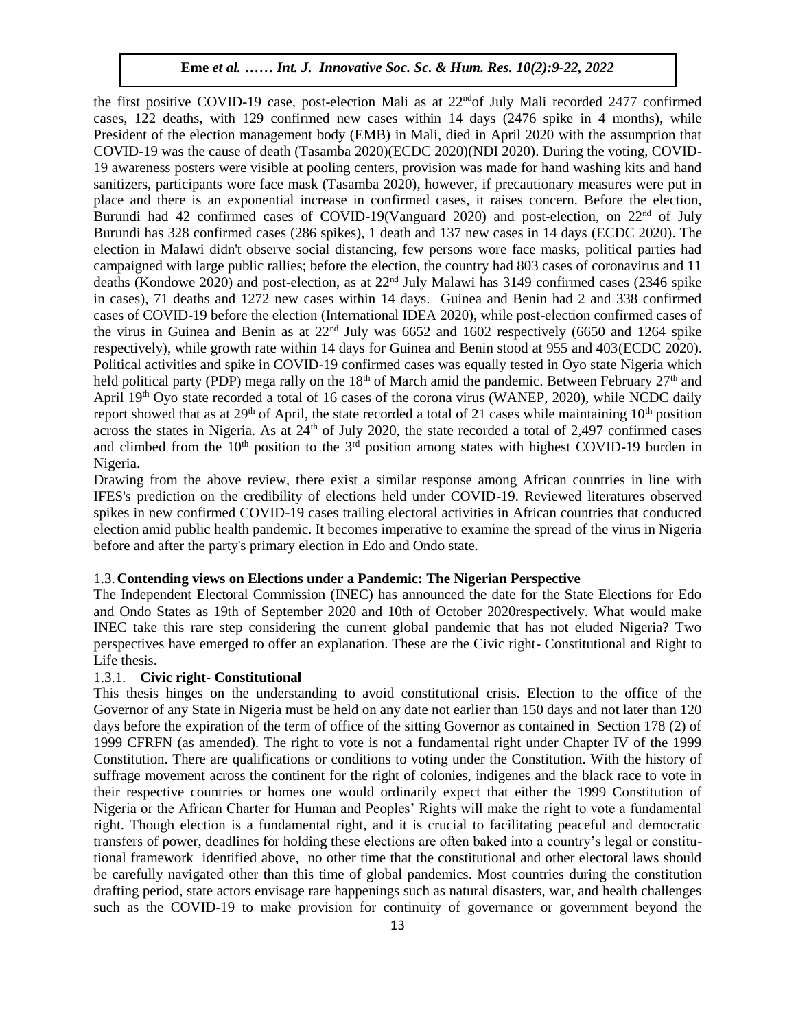the first positive COVID-19 case, post-election Mali as at 22ndof July Mali recorded 2477 confirmed cases, 122 deaths, with 129 confirmed new cases within 14 days (2476 spike in 4 months), while President of the election management body (EMB) in Mali, died in April 2020 with the assumption that COVID-19 was the cause of death (Tasamba 2020)(ECDC 2020)(NDI 2020). During the voting, COVID-19 awareness posters were visible at pooling centers, provision was made for hand washing kits and hand sanitizers, participants wore face mask (Tasamba 2020), however, if precautionary measures were put in place and there is an exponential increase in confirmed cases, it raises concern. Before the election, Burundi had 42 confirmed cases of COVID-19(Vanguard 2020) and post-election, on 22nd of July Burundi has 328 confirmed cases (286 spikes), 1 death and 137 new cases in 14 days (ECDC 2020). The election in Malawi didn't observe social distancing, few persons wore face masks, political parties had campaigned with large public rallies; before the election, the country had 803 cases of coronavirus and 11 deaths (Kondowe 2020) and post-election, as at 22nd July Malawi has 3149 confirmed cases (2346 spike in cases), 71 deaths and 1272 new cases within 14 days. Guinea and Benin had 2 and 338 confirmed cases of COVID-19 before the election (International IDEA 2020), while post-election confirmed cases of the virus in Guinea and Benin as at 22nd July was 6652 and 1602 respectively (6650 and 1264 spike respectively), while growth rate within 14 days for Guinea and Benin stood at 955 and 403(ECDC 2020). Political activities and spike in COVID-19 confirmed cases was equally tested in Oyo state Nigeria which held political party (PDP) mega rally on the 18th of March amid the pandemic. Between February 27th and April 19th Oyo state recorded a total of 16 cases of the corona virus (WANEP, 2020), while NCDC daily report showed that as at 29th of April, the state recorded a total of 21 cases while maintaining 10th position across the states in Nigeria. As at 24th of July 2020, the state recorded a total of 2,497 confirmed cases and climbed from the 10th position to the 3rd position among states with highest COVID-19 burden in Nigeria.

Drawing from the above review, there exist a similar response among African countries in line with IFES's prediction on the credibility of elections held under COVID-19. Reviewed literatures observed spikes in new confirmed COVID-19 cases trailing electoral activities in African countries that conducted election amid public health pandemic. It becomes imperative to examine the spread of the virus in Nigeria before and after the party's primary election in Edo and Ondo state.

### 1.3. Contending views on Elections under a Pandemic: The Nigerian Perspective

The Independent Electoral Commission (INEC) has announced the date for the State Elections for Edo and Ondo States as 19th of September 2020 and 10th of October 2020respectively. What would make INEC take this rare step considering the current global pandemic that has not eluded Nigeria? Two perspectives have emerged to offer an explanation. These are the Civic right- Constitutional and Right to Life thesis.

#### 1.3.1. Civic right- Constitutional

This thesis hinges on the understanding to avoid constitutional crisis. Election to the office of the Governor of any State in Nigeria must be held on any date not earlier than 150 days and not later than 120 days before the expiration of the term of office of the sitting Governor as contained in Section 178 (2) of 1999 CFRFN (as amended). The right to vote is not a fundamental right under Chapter IV of the 1999 Constitution. There are qualifications or conditions to voting under the Constitution. With the history of suffrage movement across the continent for the right of colonies, indigenes and the black race to vote in their respective countries or homes one would ordinarily expect that either the 1999 Constitution of Nigeria or the African Charter for Human and Peoples' Rights will make the right to vote a fundamental right. Though election is a fundamental right, and it is crucial to facilitating peaceful and democratic transfers of power, deadlines for holding these elections are often baked into a country's legal or constitutional framework identified above, no other time that the constitutional and other electoral laws should be carefully navigated other than this time of global pandemics. Most countries during the constitution drafting period, state actors envisage rare happenings such as natural disasters, war, and health challenges such as the COVID-19 to make provision for continuity of governance or government beyond the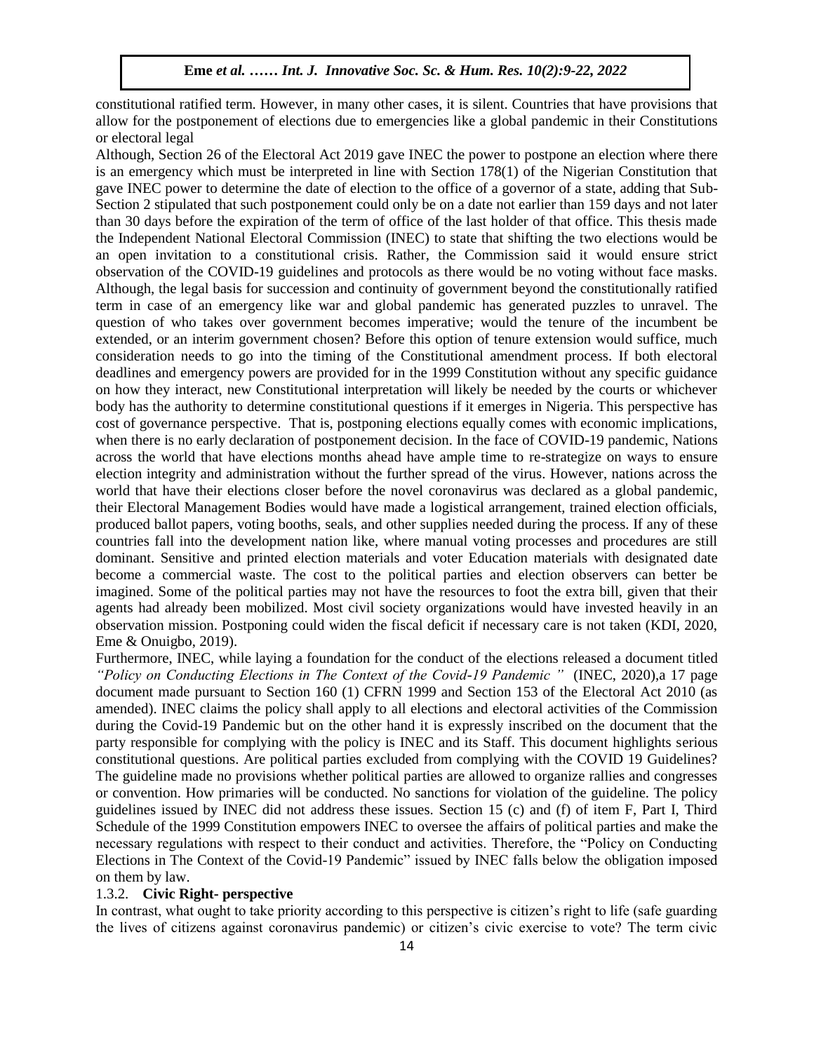constitutional ratified term. However, in many other cases, it is silent. Countries that have provisions that allow for the postponement of elections due to emergencies like a global pandemic in their Constitutions or electoral legal

Although, Section 26 of the Electoral Act 2019 gave INEC the power to postpone an election where there is an emergency which must be interpreted in line with Section 178(1) of the Nigerian Constitution that gave INEC power to determine the date of election to the office of a governor of a state, adding that Sub-Section 2 stipulated that such postponement could only be on a date not earlier than 159 days and not later than 30 days before the expiration of the term of office of the last holder of that office. This thesis made the Independent National Electoral Commission (INEC) to state that shifting the two elections would be an open invitation to a constitutional crisis. Rather, the Commission said it would ensure strict observation of the COVID-19 guidelines and protocols as there would be no voting without face masks. Although, the legal basis for succession and continuity of government beyond the constitutionally ratified term in case of an emergency like war and global pandemic has generated puzzles to unravel. The question of who takes over government becomes imperative; would the tenure of the incumbent be extended, or an interim government chosen? Before this option of tenure extension would suffice, much consideration needs to go into the timing of the Constitutional amendment process. If both electoral deadlines and emergency powers are provided for in the 1999 Constitution without any specific guidance on how they interact, new Constitutional interpretation will likely be needed by the courts or whichever body has the authority to determine constitutional questions if it emerges in Nigeria. This perspective has cost of governance perspective. That is, postponing elections equally comes with economic implications, when there is no early declaration of postponement decision. In the face of COVID-19 pandemic, Nations across the world that have elections months ahead have ample time to re-strategize on ways to ensure election integrity and administration without the further spread of the virus. However, nations across the world that have their elections closer before the novel coronavirus was declared as a global pandemic, their Electoral Management Bodies would have made a logistical arrangement, trained election officials, produced ballot papers, voting booths, seals, and other supplies needed during the process. If any of these countries fall into the development nation like, where manual voting processes and procedures are still dominant. Sensitive and printed election materials and voter Education materials with designated date become a commercial waste. The cost to the political parties and election observers can better be imagined. Some of the political parties may not have the resources to foot the extra bill, given that their agents had already been mobilized. Most civil society organizations would have invested heavily in an observation mission. Postponing could widen the fiscal deficit if necessary care is not taken (KDI, 2020, Eme & Onuigbo, 2019).

Furthermore, INEC, while laying a foundation for the conduct of the elections released a document titled *"Policy on Conducting Elections in The Context of the Covid-19 Pandemic "* (INEC, 2020),a 17 page document made pursuant to Section 160 (1) CFRN 1999 and Section 153 of the Electoral Act 2010 (as amended). INEC claims the policy shall apply to all elections and electoral activities of the Commission during the Covid-19 Pandemic but on the other hand it is expressly inscribed on the document that the party responsible for complying with the policy is INEC and its Staff. This document highlights serious constitutional questions. Are political parties excluded from complying with the COVID 19 Guidelines? The guideline made no provisions whether political parties are allowed to organize rallies and congresses or convention. How primaries will be conducted. No sanctions for violation of the guideline. The policy guidelines issued by INEC did not address these issues. Section 15 (c) and (f) of item F, Part I, Third Schedule of the 1999 Constitution empowers INEC to oversee the affairs of political parties and make the necessary regulations with respect to their conduct and activities. Therefore, the "Policy on Conducting Elections in The Context of the Covid-19 Pandemic" issued by INEC falls below the obligation imposed on them by law.

### 1.3.2. **Civic Right- perspective**

In contrast, what ought to take priority according to this perspective is citizen's right to life (safe guarding the lives of citizens against coronavirus pandemic) or citizen's civic exercise to vote? The term civic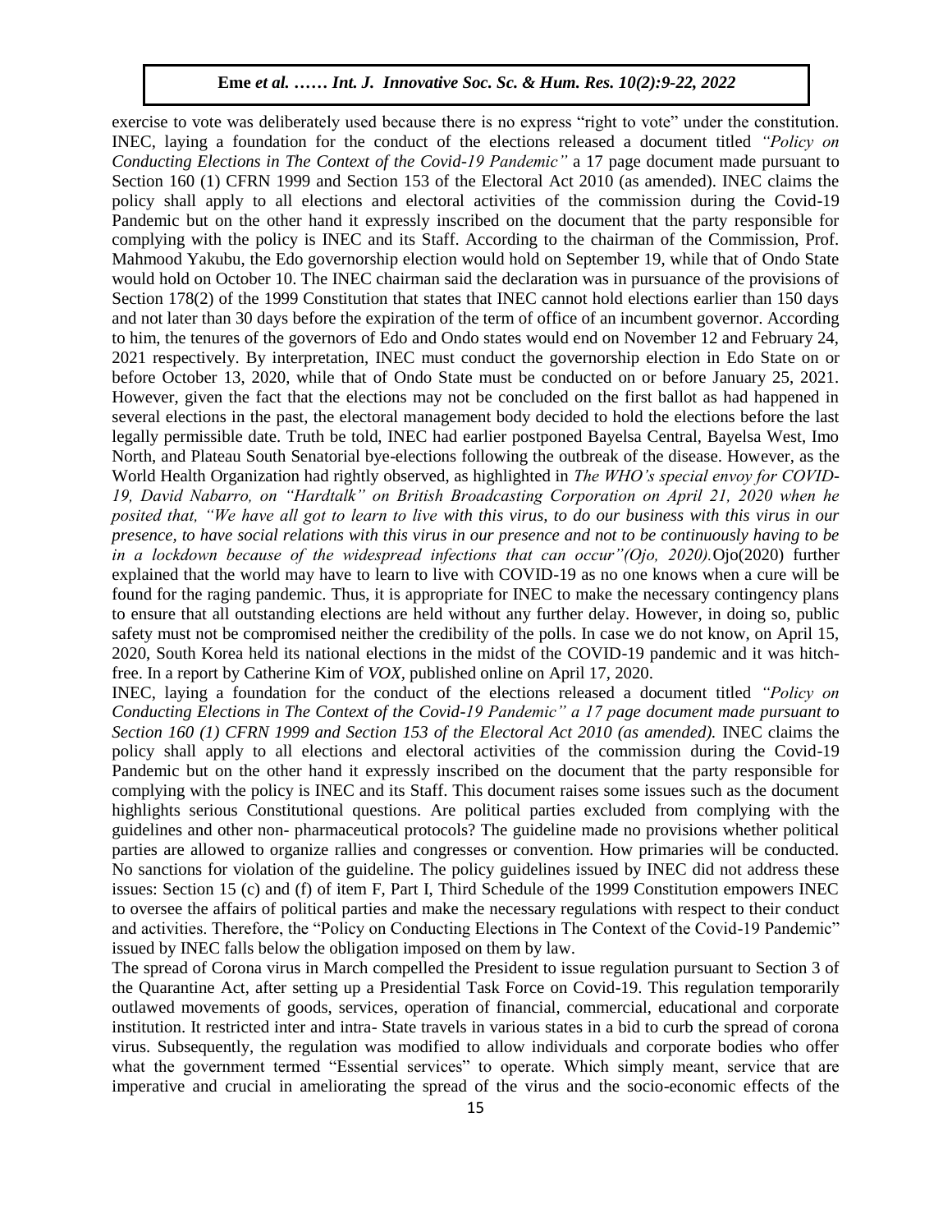exercise to vote was deliberately used because there is no express "right to vote" under the constitution. INEC, laying a foundation for the conduct of the elections released a document titled *"Policy on Conducting Elections in The Context of the Covid-19 Pandemic"* a 17 page document made pursuant to Section 160 (1) CFRN 1999 and Section 153 of the Electoral Act 2010 (as amended). INEC claims the policy shall apply to all elections and electoral activities of the commission during the Covid-19 Pandemic but on the other hand it expressly inscribed on the document that the party responsible for complying with the policy is INEC and its Staff. According to the chairman of the Commission, Prof. Mahmood Yakubu, the Edo governorship election would hold on September 19, while that of Ondo State would hold on October 10. The INEC chairman said the declaration was in pursuance of the provisions of Section 178(2) of the 1999 Constitution that states that INEC cannot hold elections earlier than 150 days and not later than 30 days before the expiration of the term of office of an incumbent governor. According to him, the tenures of the governors of Edo and Ondo states would end on November 12 and February 24, 2021 respectively. By interpretation, INEC must conduct the governorship election in Edo State on or before October 13, 2020, while that of Ondo State must be conducted on or before January 25, 2021. However, given the fact that the elections may not be concluded on the first ballot as had happened in several elections in the past, the electoral management body decided to hold the elections before the last legally permissible date. Truth be told, INEC had earlier postponed Bayelsa Central, Bayelsa West, Imo North, and Plateau South Senatorial bye-elections following the outbreak of the disease. However, as the World Health Organization had rightly observed, as highlighted in *The WHO's special envoy for COVID-19, David Nabarro, on "Hardtalk" on British Broadcasting Corporation on April 21, 2020 when he posited that, "We have all got to learn to live with this virus, to do our business with this virus in our presence, to have social relations with this virus in our presence and not to be continuously having to be in a lockdown because of the widespread infections that can occur"(Ojo, 2020).* Ojo(2020) further explained that the world may have to learn to live with COVID-19 as no one knows when a cure will be found for the raging pandemic. Thus, it is appropriate for INEC to make the necessary contingency plans to ensure that all outstanding elections are held without any further delay. However, in doing so, public safety must not be compromised neither the credibility of the polls. In case we do not know, on April 15, 2020, South Korea held its national elections in the midst of the COVID-19 pandemic and it was hitch-free. In a report by Catherine Kim of *VOX*, published online on April 17, 2020.

INEC, laying a foundation for the conduct of the elections released a document titled *"Policy on Conducting Elections in The Context of the Covid-19 Pandemic" a 17 page document made pursuant to Section 160 (1) CFRN 1999 and Section 153 of the Electoral Act 2010 (as amended).* INEC claims the policy shall apply to all elections and electoral activities of the commission during the Covid-19 Pandemic but on the other hand it expressly inscribed on the document that the party responsible for complying with the policy is INEC and its Staff. This document raises some issues such as the document highlights serious Constitutional questions. Are political parties excluded from complying with the guidelines and other non- pharmaceutical protocols? The guideline made no provisions whether political parties are allowed to organize rallies and congresses or convention. How primaries will be conducted. No sanctions for violation of the guideline. The policy guidelines issued by INEC did not address these issues: Section 15 (c) and (f) of item F, Part I, Third Schedule of the 1999 Constitution empowers INEC to oversee the affairs of political parties and make the necessary regulations with respect to their conduct and activities. Therefore, the "Policy on Conducting Elections in The Context of the Covid-19 Pandemic" issued by INEC falls below the obligation imposed on them by law.

The spread of Corona virus in March compelled the President to issue regulation pursuant to Section 3 of the Quarantine Act, after setting up a Presidential Task Force on Covid-19. This regulation temporarily outlawed movements of goods, services, operation of financial, commercial, educational and corporate institution. It restricted inter and intra- State travels in various states in a bid to curb the spread of corona virus. Subsequently, the regulation was modified to allow individuals and corporate bodies who offer what the government termed "Essential services" to operate. Which simply meant, service that are imperative and crucial in ameliorating the spread of the virus and the socio-economic effects of the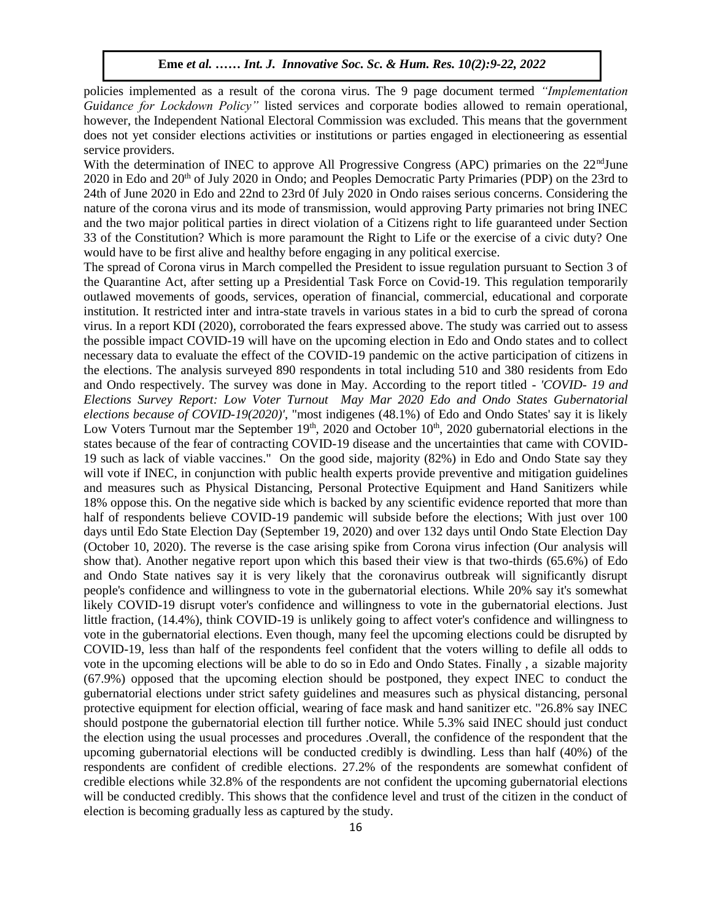policies implemented as a result of the corona virus. The 9 page document termed *"Implementation Guidance for Lockdown Policy"* listed services and corporate bodies allowed to remain operational, however, the Independent National Electoral Commission was excluded. This means that the government does not yet consider elections activities or institutions or parties engaged in electioneering as essential service providers.

With the determination of INEC to approve All Progressive Congress (APC) primaries on the 22nd June 2020 in Edo and 20th of July 2020 in Ondo; and Peoples Democratic Party Primaries (PDP) on the 23rd to 24th of June 2020 in Edo and 22nd to 23rd 0f July 2020 in Ondo raises serious concerns. Considering the nature of the corona virus and its mode of transmission, would approving Party primaries not bring INEC and the two major political parties in direct violation of a Citizens right to life guaranteed under Section 33 of the Constitution? Which is more paramount the Right to Life or the exercise of a civic duty? One would have to be first alive and healthy before engaging in any political exercise.

The spread of Corona virus in March compelled the President to issue regulation pursuant to Section 3 of the Quarantine Act, after setting up a Presidential Task Force on Covid-19. This regulation temporarily outlawed movements of goods, services, operation of financial, commercial, educational and corporate institution. It restricted inter and intra-state travels in various states in a bid to curb the spread of corona virus. In a report KDI (2020), corroborated the fears expressed above. The study was carried out to assess the possible impact COVID-19 will have on the upcoming election in Edo and Ondo states and to collect necessary data to evaluate the effect of the COVID-19 pandemic on the active participation of citizens in the elections. The analysis surveyed 890 respondents in total including 510 and 380 residents from Edo and Ondo respectively. The survey was done in May. According to the report titled - *'COVID- 19 and Elections Survey Report: Low Voter Turnout May Mar 2020 Edo and Ondo States Gubernatorial elections because of COVID-19(2020)'*, "most indigenes (48.1%) of Edo and Ondo States' say it is likely Low Voters Turnout mar the September 19th, 2020 and October 10th, 2020 gubernatorial elections in the states because of the fear of contracting COVID-19 disease and the uncertainties that came with COVID-19 such as lack of viable vaccines." On the good side, majority (82%) in Edo and Ondo State say they will vote if INEC, in conjunction with public health experts provide preventive and mitigation guidelines and measures such as Physical Distancing, Personal Protective Equipment and Hand Sanitizers while 18% oppose this. On the negative side which is backed by any scientific evidence reported that more than half of respondents believe COVID-19 pandemic will subside before the elections; With just over 100 days until Edo State Election Day (September 19, 2020) and over 132 days until Ondo State Election Day (October 10, 2020). The reverse is the case arising spike from Corona virus infection (Our analysis will show that). Another negative report upon which this based their view is that two-thirds (65.6%) of Edo and Ondo State natives say it is very likely that the coronavirus outbreak will significantly disrupt people's confidence and willingness to vote in the gubernatorial elections. While 20% say it's somewhat likely COVID-19 disrupt voter's confidence and willingness to vote in the gubernatorial elections. Just little fraction, (14.4%), think COVID-19 is unlikely going to affect voter's confidence and willingness to vote in the gubernatorial elections. Even though, many feel the upcoming elections could be disrupted by COVID-19, less than half of the respondents feel confident that the voters willing to defile all odds to vote in the upcoming elections will be able to do so in Edo and Ondo States. Finally , a sizable majority (67.9%) opposed that the upcoming election should be postponed, they expect INEC to conduct the gubernatorial elections under strict safety guidelines and measures such as physical distancing, personal protective equipment for election official, wearing of face mask and hand sanitizer etc. "26.8% say INEC should postpone the gubernatorial election till further notice. While 5.3% said INEC should just conduct the election using the usual processes and procedures .Overall, the confidence of the respondent that the upcoming gubernatorial elections will be conducted credibly is dwindling. Less than half (40%) of the respondents are confident of credible elections. 27.2% of the respondents are somewhat confident of credible elections while 32.8% of the respondents are not confident the upcoming gubernatorial elections will be conducted credibly. This shows that the confidence level and trust of the citizen in the conduct of election is becoming gradually less as captured by the study.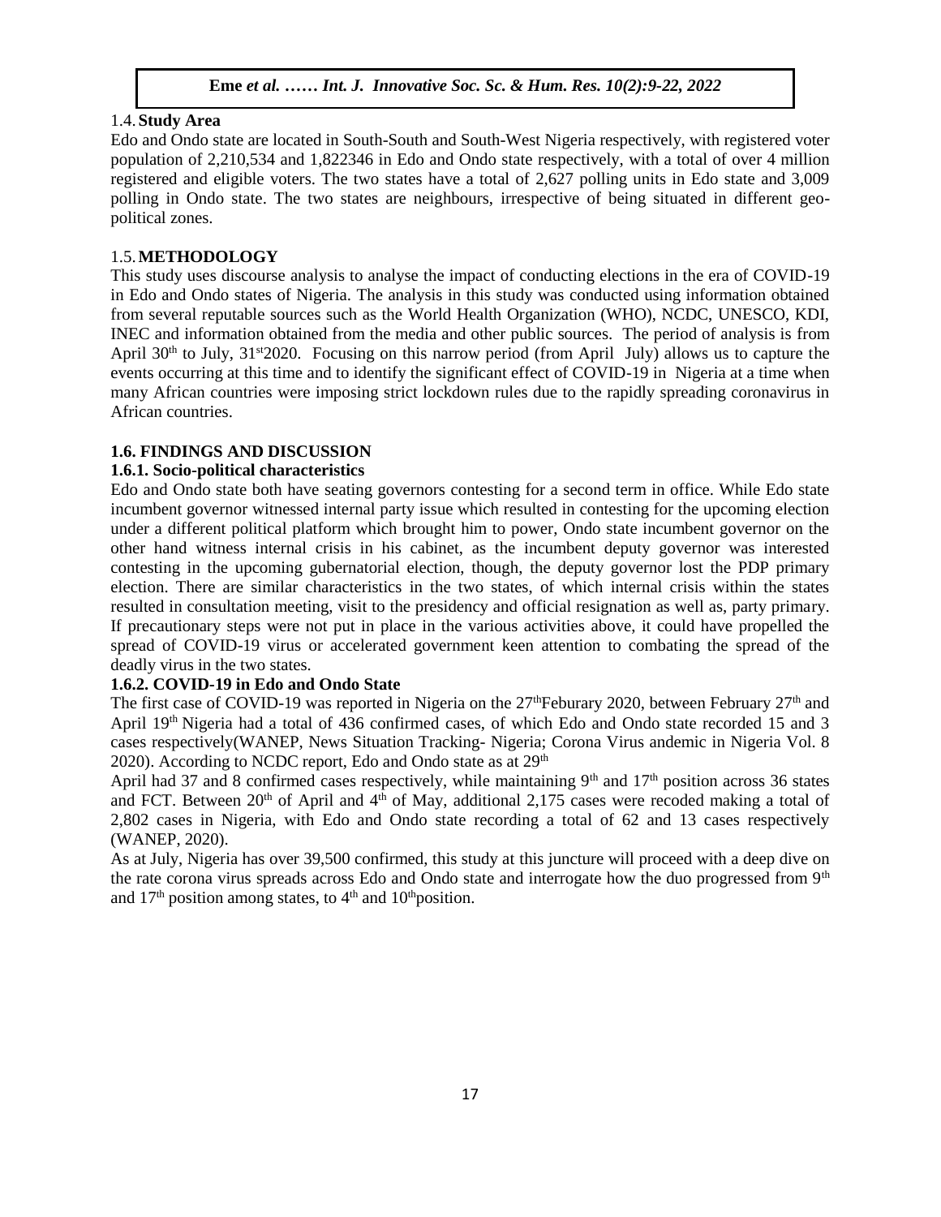## 1.4. Study Area

Edo and Ondo state are located in South-South and South-West Nigeria respectively, with registered voter population of 2,210,534 and 1,822346 in Edo and Ondo state respectively, with a total of over 4 million registered and eligible voters. The two states have a total of 2,627 polling units in Edo state and 3,009 polling in Ondo state. The two states are neighbours, irrespective of being situated in different geo-political zones.

## 1.5. METHODOLOGY

This study uses discourse analysis to analyse the impact of conducting elections in the era of COVID-19 in Edo and Ondo states of Nigeria. The analysis in this study was conducted using information obtained from several reputable sources such as the World Health Organization (WHO), NCDC, UNESCO, KDI, INEC and information obtained from the media and other public sources. The period of analysis is from April 30th to July, 31st2020. Focusing on this narrow period (from April July) allows us to capture the events occurring at this time and to identify the significant effect of COVID-19 in Nigeria at a time when many African countries were imposing strict lockdown rules due to the rapidly spreading coronavirus in African countries.

## 1.6. FINDINGS AND DISCUSSION

### 1.6.1. Socio-political characteristics

Edo and Ondo state both have seating governors contesting for a second term in office. While Edo state incumbent governor witnessed internal party issue which resulted in contesting for the upcoming election under a different political platform which brought him to power, Ondo state incumbent governor on the other hand witness internal crisis in his cabinet, as the incumbent deputy governor was interested contesting in the upcoming gubernatorial election, though, the deputy governor lost the PDP primary election. There are similar characteristics in the two states, of which internal crisis within the states resulted in consultation meeting, visit to the presidency and official resignation as well as, party primary. If precautionary steps were not put in place in the various activities above, it could have propelled the spread of COVID-19 virus or accelerated government keen attention to combating the spread of the deadly virus in the two states.

### 1.6.2. COVID-19 in Edo and Ondo State

The first case of COVID-19 was reported in Nigeria on the 27thFeburary 2020, between February 27th and April 19th Nigeria had a total of 436 confirmed cases, of which Edo and Ondo state recorded 15 and 3 cases respectively(WANEP, News Situation Tracking- Nigeria; Corona Virus andemic in Nigeria Vol. 8 2020). According to NCDC report, Edo and Ondo state as at 29th April had 37 and 8 confirmed cases respectively, while maintaining 9th and 17th position across 36 states and FCT. Between 20th of April and 4th of May, additional 2,175 cases were recoded making a total of 2,802 cases in Nigeria, with Edo and Ondo state recording a total of 62 and 13 cases respectively (WANEP, 2020).

As at July, Nigeria has over 39,500 confirmed, this study at this juncture will proceed with a deep dive on the rate corona virus spreads across Edo and Ondo state and interrogate how the duo progressed from 9th and 17th position among states, to 4th and 10thposition.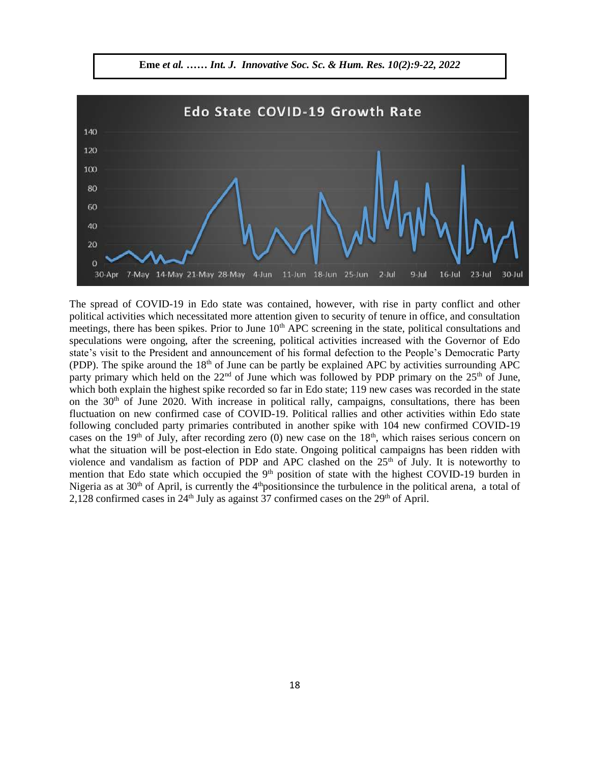The spread of COVID-19 in Edo state was contained, however, with rise in party conflict and other political activities which necessitated more attention given to security of tenure in office, and consultation meetings, there has been spikes. Prior to June 10th APC screening in the state, political consultations and speculations were ongoing, after the screening, political activities increased with the Governor of Edo state's visit to the President and announcement of his formal defection to the People's Democratic Party (PDP). The spike around the 18th of June can be partly be explained APC by activities surrounding APC party primary which held on the 22nd of June which was followed by PDP primary on the 25th of June, which both explain the highest spike recorded so far in Edo state; 119 new cases was recorded in the state on the 30th of June 2020. With increase in political rally, campaigns, consultations, there has been fluctuation on new confirmed case of COVID-19. Political rallies and other activities within Edo state following concluded party primaries contributed in another spike with 104 new confirmed COVID-19 cases on the 19th of July, after recording zero (0) new case on the 18th, which raises serious concern on what the situation will be post-election in Edo state. Ongoing political campaigns has been ridden with violence and vandalism as faction of PDP and APC clashed on the 25th of July. It is noteworthy to mention that Edo state which occupied the 9th position of state with the highest COVID-19 burden in Nigeria as at 30th of April, is currently the 4thpositionsince the turbulence in the political arena, a total of 2,128 confirmed cases in 24th July as against 37 confirmed cases on the 29th of April.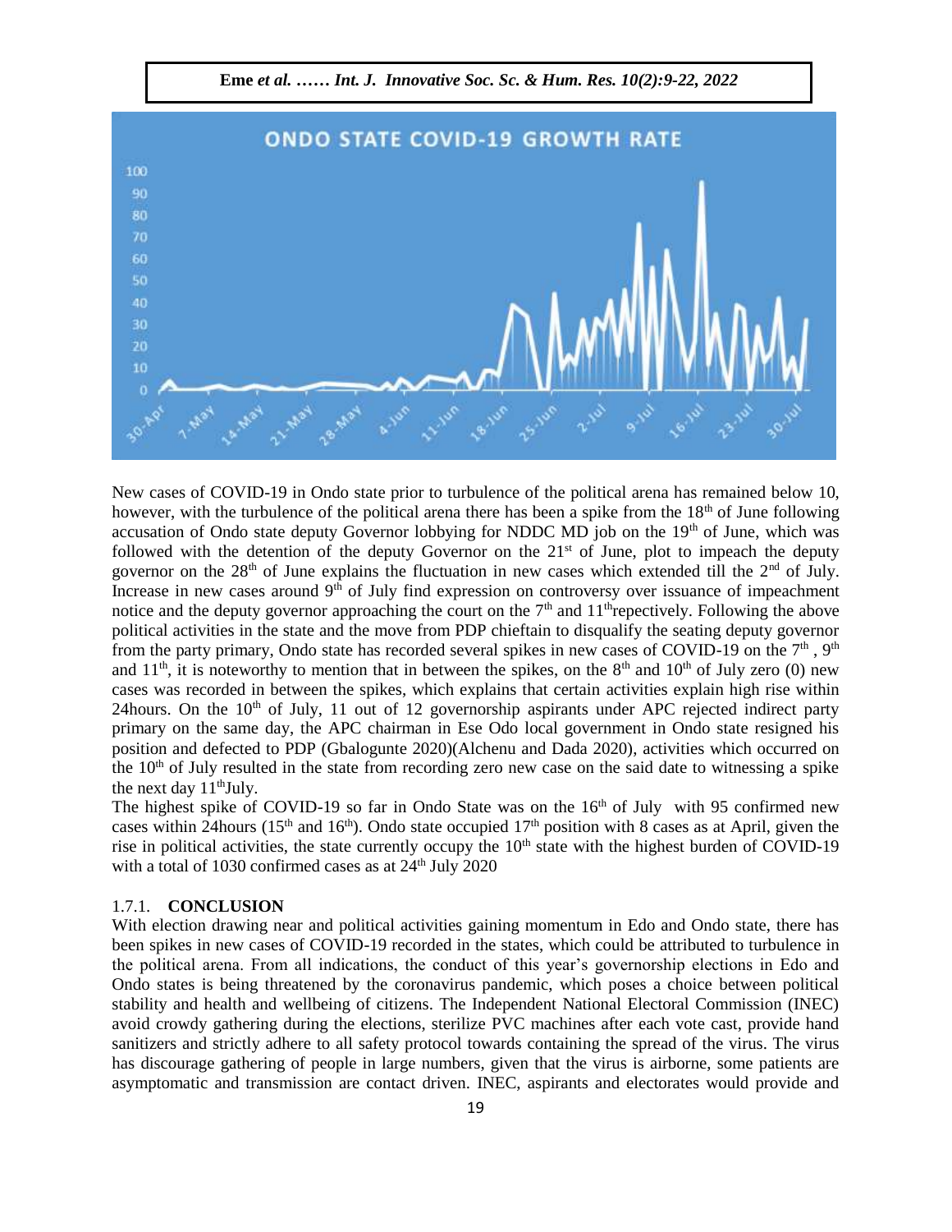New cases of COVID-19 in Ondo state prior to turbulence of the political arena has remained below 10, however, with the turbulence of the political arena there has been a spike from the 18th of June following accusation of Ondo state deputy Governor lobbying for NDDC MD job on the 19th of June, which was followed with the detention of the deputy Governor on the 21st of June, plot to impeach the deputy governor on the 28th of June explains the fluctuation in new cases which extended till the 2nd of July. Increase in new cases around 9th of July find expression on controversy over issuance of impeachment notice and the deputy governor approaching the court on the 7th and 11threpectively. Following the above political activities in the state and the move from PDP chieftain to disqualify the seating deputy governor from the party primary, Ondo state has recorded several spikes in new cases of COVID-19 on the 7th , 9th and 11th, it is noteworthy to mention that in between the spikes, on the 8th and 10th of July zero (0) new cases was recorded in between the spikes, which explains that certain activities explain high rise within 24hours. On the 10th of July, 11 out of 12 governorship aspirants under APC rejected indirect party primary on the same day, the APC chairman in Ese Odo local government in Ondo state resigned his position and defected to PDP (Gbalogunte 2020)(Alchenu and Dada 2020), activities which occurred on the 10th of July resulted in the state from recording zero new case on the said date to witnessing a spike the next day 11thJuly.

The highest spike of COVID-19 so far in Ondo State was on the 16th of July with 95 confirmed new cases within 24hours (15th and 16th). Ondo state occupied 17th position with 8 cases as at April, given the rise in political activities, the state currently occupy the 10th state with the highest burden of COVID-19 with a total of 1030 confirmed cases as at 24th July 2020

### 1.7.1. CONCLUSION

With election drawing near and political activities gaining momentum in Edo and Ondo state, there has been spikes in new cases of COVID-19 recorded in the states, which could be attributed to turbulence in the political arena. From all indications, the conduct of this year's governorship elections in Edo and Ondo states is being threatened by the coronavirus pandemic, which poses a choice between political stability and health and wellbeing of citizens. The Independent National Electoral Commission (INEC) avoid crowdy gathering during the elections, sterilize PVC machines after each vote cast, provide hand sanitizers and strictly adhere to all safety protocol towards containing the spread of the virus. The virus has discourage gathering of people in large numbers, given that the virus is airborne, some patients are asymptomatic and transmission are contact driven. INEC, aspirants and electorates would provide and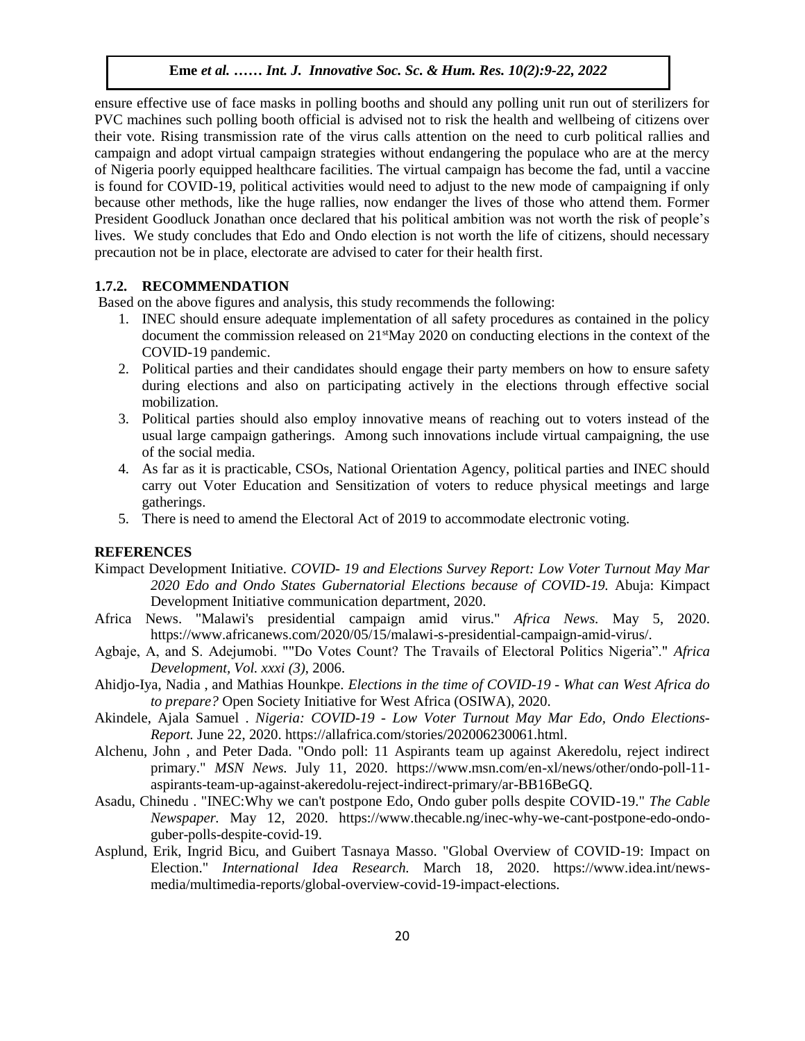ensure effective use of face masks in polling booths and should any polling unit run out of sterilizers for PVC machines such polling booth official is advised not to risk the health and wellbeing of citizens over their vote. Rising transmission rate of the virus calls attention on the need to curb political rallies and campaign and adopt virtual campaign strategies without endangering the populace who are at the mercy of Nigeria poorly equipped healthcare facilities. The virtual campaign has become the fad, until a vaccine is found for COVID-19, political activities would need to adjust to the new mode of campaigning if only because other methods, like the huge rallies, now endanger the lives of those who attend them. Former President Goodluck Jonathan once declared that his political ambition was not worth the risk of people's lives. We study concludes that Edo and Ondo election is not worth the life of citizens, should necessary precaution not be in place, electorate are advised to cater for their health first.

### 1.7.2. RECOMMENDATION

Based on the above figures and analysis, this study recommends the following:

1. INEC should ensure adequate implementation of all safety procedures as contained in the policy document the commission released on 21st May 2020 on conducting elections in the context of the COVID-19 pandemic.
2. Political parties and their candidates should engage their party members on how to ensure safety during elections and also on participating actively in the elections through effective social mobilization.
3. Political parties should also employ innovative means of reaching out to voters instead of the usual large campaign gatherings. Among such innovations include virtual campaigning, the use of the social media.
4. As far as it is practicable, CSOs, National Orientation Agency, political parties and INEC should carry out Voter Education and Sensitization of voters to reduce physical meetings and large gatherings.
5. There is need to amend the Electoral Act of 2019 to accommodate electronic voting.

## REFERENCES

Kimpact Development Initiative. *COVID- 19 and Elections Survey Report: Low Voter Turnout May Mar 2020 Edo and Ondo States Gubernatorial Elections because of COVID-19.* Abuja: Kimpact Development Initiative communication department, 2020.

Africa News. "Malawi's presidential campaign amid virus." *Africa News.* May 5, 2020. https://www.africanews.com/2020/05/15/malawi-s-presidential-campaign-amid-virus/.

Agbaje, A, and S. Adejumobi. ""Do Votes Count? The Travails of Electoral Politics Nigeria"." *Africa Development, Vol. xxxi (3)*, 2006.

Ahidjo-Iya, Nadia , and Mathias Hounkpe. *Elections in the time of COVID-19 - What can West Africa do to prepare?* Open Society Initiative for West Africa (OSIWA), 2020.

Akindele, Ajala Samuel . *Nigeria: COVID-19 - Low Voter Turnout May Mar Edo, Ondo Elections-Report.* June 22, 2020. https://allafrica.com/stories/202006230061.html.

Alchenu, John , and Peter Dada. "Ondo poll: 11 Aspirants team up against Akeredolu, reject indirect primary." *MSN News.* July 11, 2020. https://www.msn.com/en-xl/news/other/ondo-poll-11-aspirants-team-up-against-akeredolu-reject-indirect-primary/ar-BB16BeGQ.

Asadu, Chinedu . "INEC:Why we can't postpone Edo, Ondo guber polls despite COVID-19." *The Cable Newspaper.* May 12, 2020. https://www.thecable.ng/inec-why-we-cant-postpone-edo-ondo-guber-polls-despite-covid-19.

Asplund, Erik, Ingrid Bicu, and Guibert Tasnaya Masso. "Global Overview of COVID-19: Impact on Election." *International Idea Research.* March 18, 2020. https://www.idea.int/news-media/multimedia-reports/global-overview-covid-19-impact-elections.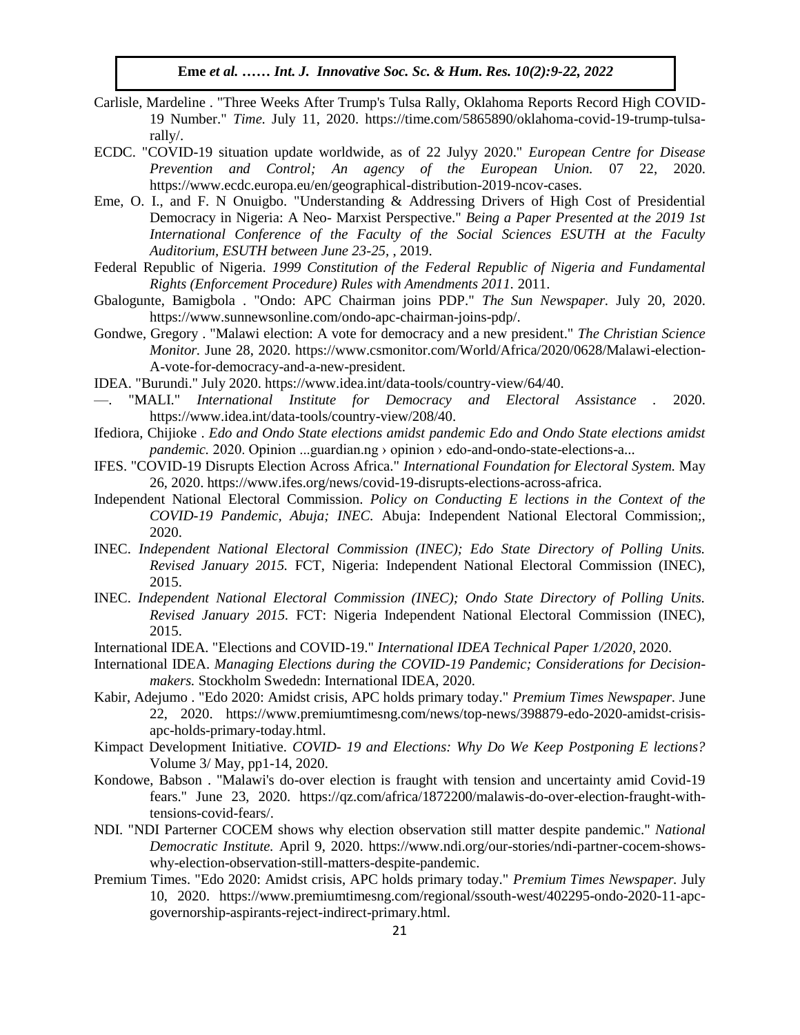Carlisle, Mardeline . "Three Weeks After Trump's Tulsa Rally, Oklahoma Reports Record High COVID-19 Number." *Time.* July 11, 2020. https://time.com/5865890/oklahoma-covid-19-trump-tulsa-rally/.

ECDC. "COVID-19 situation update worldwide, as of 22 Julyy 2020." *European Centre for Disease Prevention and Control; An agency of the European Union.* 07 22, 2020. https://www.ecdc.europa.eu/en/geographical-distribution-2019-ncov-cases.

Eme, O. I., and F. N Onuigbo. "Understanding & Addressing Drivers of High Cost of Presidential Democracy in Nigeria: A Neo- Marxist Perspective." *Being a Paper Presented at the 2019 1st International Conference of the Faculty of the Social Sciences ESUTH at the Faculty Auditorium, ESUTH between June 23-25,* , 2019.

Federal Republic of Nigeria. *1999 Constitution of the Federal Republic of Nigeria and Fundamental Rights (Enforcement Procedure) Rules with Amendments 2011.* 2011.

Gbalogunte, Bamigbola . "Ondo: APC Chairman joins PDP." *The Sun Newspaper.* July 20, 2020. https://www.sunnewsonline.com/ondo-apc-chairman-joins-pdp/.

Gondwe, Gregory . "Malawi election: A vote for democracy and a new president." *The Christian Science Monitor.* June 28, 2020. https://www.csmonitor.com/World/Africa/2020/0628/Malawi-election-A-vote-for-democracy-and-a-new-president.

IDEA. "Burundi." July 2020. https://www.idea.int/data-tools/country-view/64/40.

—. "MALI." *International Institute for Democracy and Electoral Assistance* . 2020. https://www.idea.int/data-tools/country-view/208/40.

Ifediora, Chijioke . *Edo and Ondo State elections amidst pandemic Edo and Ondo State elections amidst pandemic.* 2020. Opinion ...guardian.ng › opinion › edo-and-ondo-state-elections-a...

IFES. "COVID-19 Disrupts Election Across Africa." *International Foundation for Electoral System.* May 26, 2020. https://www.ifes.org/news/covid-19-disrupts-elections-across-africa.

Independent National Electoral Commission. *Policy on Conducting E lections in the Context of the COVID-19 Pandemic, Abuja; INEC.* Abuja: Independent National Electoral Commission;, 2020.

INEC. *Independent National Electoral Commission (INEC); Edo State Directory of Polling Units. Revised January 2015.* FCT, Nigeria: Independent National Electoral Commission (INEC), 2015.

INEC. *Independent National Electoral Commission (INEC); Ondo State Directory of Polling Units. Revised January 2015.* FCT: Nigeria Independent National Electoral Commission (INEC), 2015.

International IDEA. "Elections and COVID-19." *International IDEA Technical Paper 1/2020*, 2020.

International IDEA. *Managing Elections during the COVID-19 Pandemic; Considerations for Decision-makers.* Stockholm Swededn: International IDEA, 2020.

Kabir, Adejumo . "Edo 2020: Amidst crisis, APC holds primary today." *Premium Times Newspaper.* June 22, 2020. https://www.premiumtimesng.com/news/top-news/398879-edo-2020-amidst-crisis-apc-holds-primary-today.html.

Kimpact Development Initiative. *COVID- 19 and Elections: Why Do We Keep Postponing E lections?* Volume 3/ May, pp1-14, 2020.

Kondowe, Babson . "Malawi's do-over election is fraught with tension and uncertainty amid Covid-19 fears." June 23, 2020. https://qz.com/africa/1872200/malawis-do-over-election-fraught-with-tensions-covid-fears/.

NDI. "NDI Parterner COCEM shows why election observation still matter despite pandemic." *National Democratic Institute.* April 9, 2020. https://www.ndi.org/our-stories/ndi-partner-cocem-shows-why-election-observation-still-matters-despite-pandemic.

Premium Times. "Edo 2020: Amidst crisis, APC holds primary today." *Premium Times Newspaper.* July 10, 2020. https://www.premiumtimesng.com/regional/ssouth-west/402295-ondo-2020-11-apc-governorship-aspirants-reject-indirect-primary.html.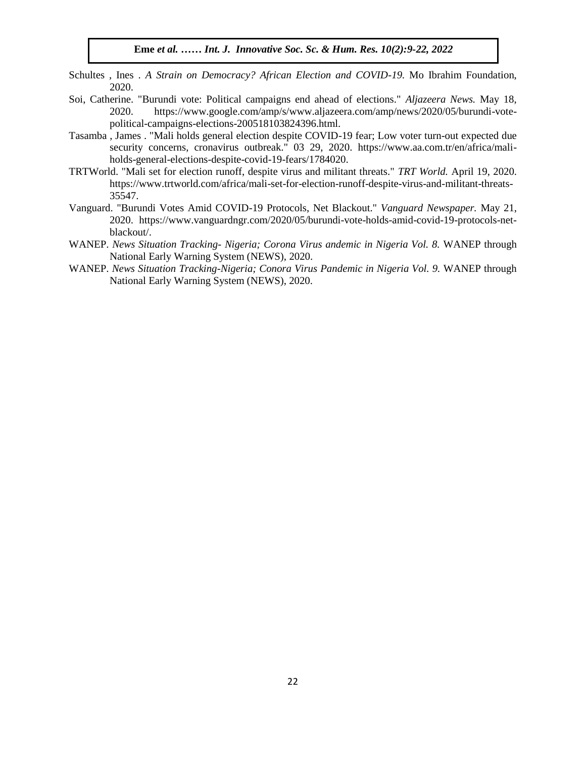Schultes , Ines . *A Strain on Democracy? African Election and COVID-19.* Mo Ibrahim Foundation, 2020.

Soi, Catherine. "Burundi vote: Political campaigns end ahead of elections." *Aljazeera News.* May 18, 2020. https://www.google.com/amp/s/www.aljazeera.com/amp/news/2020/05/burundi-vote-political-campaigns-elections-200518103824396.html.

Tasamba , James . "Mali holds general election despite COVID-19 fear; Low voter turn-out expected due security concerns, cronavirus outbreak." 03 29, 2020. https://www.aa.com.tr/en/africa/mali-holds-general-elections-despite-covid-19-fears/1784020.

TRTWorld. "Mali set for election runoff, despite virus and militant threats." *TRT World.* April 19, 2020. https://www.trtworld.com/africa/mali-set-for-election-runoff-despite-virus-and-militant-threats-35547.

Vanguard. "Burundi Votes Amid COVID-19 Protocols, Net Blackout." *Vanguard Newspaper.* May 21, 2020. https://www.vanguardngr.com/2020/05/burundi-vote-holds-amid-covid-19-protocols-net-blackout/.

WANEP. *News Situation Tracking- Nigeria; Corona Virus andemic in Nigeria Vol. 8.* WANEP through National Early Warning System (NEWS), 2020.

WANEP. *News Situation Tracking-Nigeria; Conora Virus Pandemic in Nigeria Vol. 9.* WANEP through National Early Warning System (NEWS), 2020.